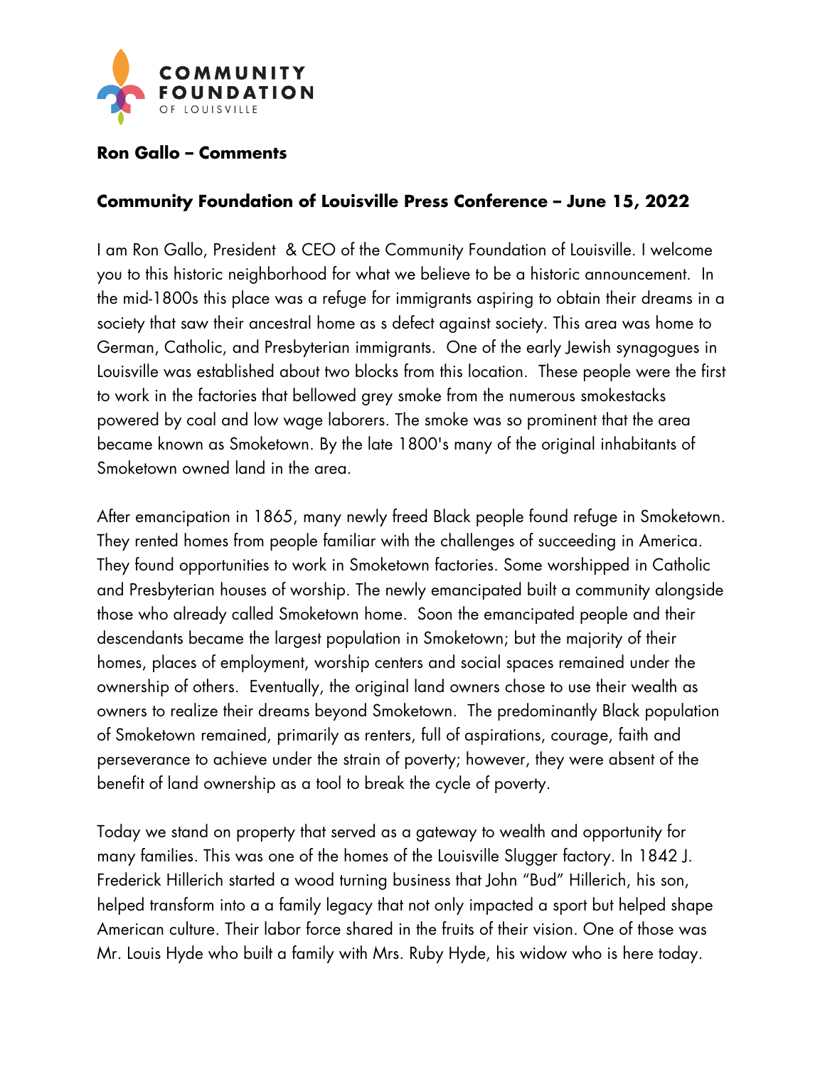**Ron Gallo – Comments**

**Community Foundation of Louisville Press Conference – June 15, 2022**

I am Ron Gallo, President & CEO of the Community Foundation of Louisville. I welcome you to this historic neighborhood for what we believe to be a historic announcement. In the mid-1800s this place was a refuge for immigrants aspiring to obtain their dreams in a society that saw their ancestral home as s defect against society. This area was home to German, Catholic, and Presbyterian immigrants. One of the early Jewish synagogues in Louisville was established about two blocks from this location. These people were the first to work in the factories that bellowed grey smoke from the numerous smokestacks powered by coal and low wage laborers. The smoke was so prominent that the area became known as Smoketown. By the late 1800's many of the original inhabitants of Smoketown owned land in the area.

After emancipation in 1865, many newly freed Black people found refuge in Smoketown. They rented homes from people familiar with the challenges of succeeding in America. They found opportunities to work in Smoketown factories. Some worshipped in Catholic and Presbyterian houses of worship. The newly emancipated built a community alongside those who already called Smoketown home. Soon the emancipated people and their descendants became the largest population in Smoketown; but the majority of their homes, places of employment, worship centers and social spaces remained under the ownership of others. Eventually, the original land owners chose to use their wealth as owners to realize their dreams beyond Smoketown. The predominantly Black population of Smoketown remained, primarily as renters, full of aspirations, courage, faith and perseverance to achieve under the strain of poverty; however, they were absent of the benefit of land ownership as a tool to break the cycle of poverty.

Today we stand on property that served as a gateway to wealth and opportunity for many families. This was one of the homes of the Louisville Slugger factory. In 1842 J. Frederick Hillerich started a wood turning business that John "Bud" Hillerich, his son, helped transform into a a family legacy that not only impacted a sport but helped shape American culture. Their labor force shared in the fruits of their vision. One of those was Mr. Louis Hyde who built a family with Mrs. Ruby Hyde, his widow who is here today.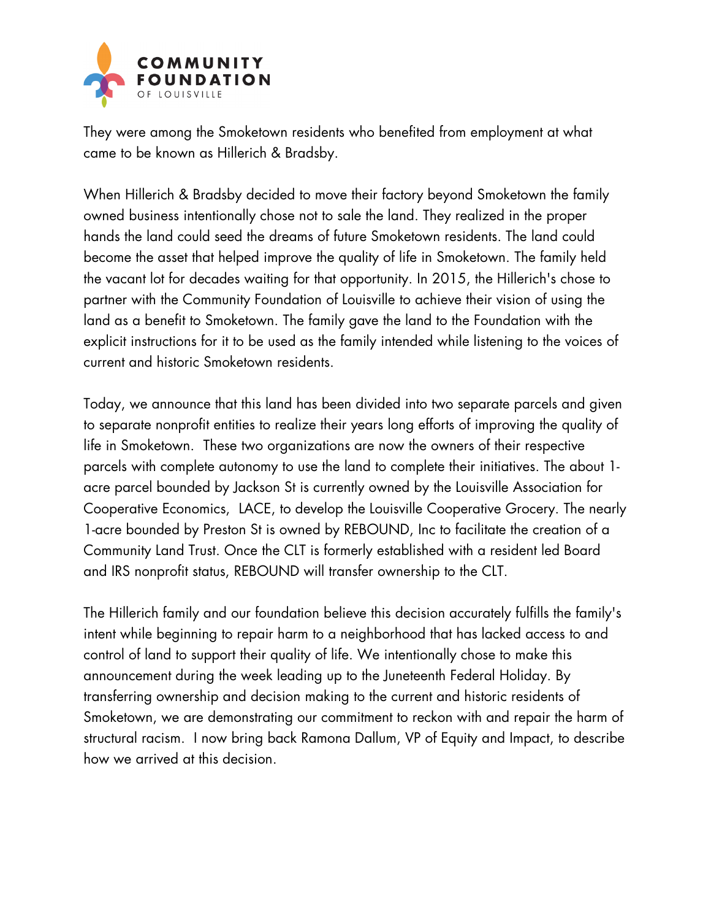They were among the Smoketown residents who benefited from employment at what came to be known as Hillerich & Bradsby.

When Hillerich & Bradsby decided to move their factory beyond Smoketown the family owned business intentionally chose not to sale the land. They realized in the proper hands the land could seed the dreams of future Smoketown residents. The land could become the asset that helped improve the quality of life in Smoketown. The family held the vacant lot for decades waiting for that opportunity. In 2015, the Hillerich's chose to partner with the Community Foundation of Louisville to achieve their vision of using the land as a benefit to Smoketown. The family gave the land to the Foundation with the explicit instructions for it to be used as the family intended while listening to the voices of current and historic Smoketown residents.

Today, we announce that this land has been divided into two separate parcels and given to separate nonprofit entities to realize their years long efforts of improving the quality of life in Smoketown. These two organizations are now the owners of their respective parcels with complete autonomy to use the land to complete their initiatives. The about 1-acre parcel bounded by Jackson St is currently owned by the Louisville Association for Cooperative Economics, LACE, to develop the Louisville Cooperative Grocery. The nearly 1-acre bounded by Preston St is owned by REBOUND, Inc to facilitate the creation of a Community Land Trust. Once the CLT is formerly established with a resident led Board and IRS nonprofit status, REBOUND will transfer ownership to the CLT.

The Hillerich family and our foundation believe this decision accurately fulfills the family's intent while beginning to repair harm to a neighborhood that has lacked access to and control of land to support their quality of life. We intentionally chose to make this announcement during the week leading up to the Juneteenth Federal Holiday. By transferring ownership and decision making to the current and historic residents of Smoketown, we are demonstrating our commitment to reckon with and repair the harm of structural racism. I now bring back Ramona Dallum, VP of Equity and Impact, to describe how we arrived at this decision.